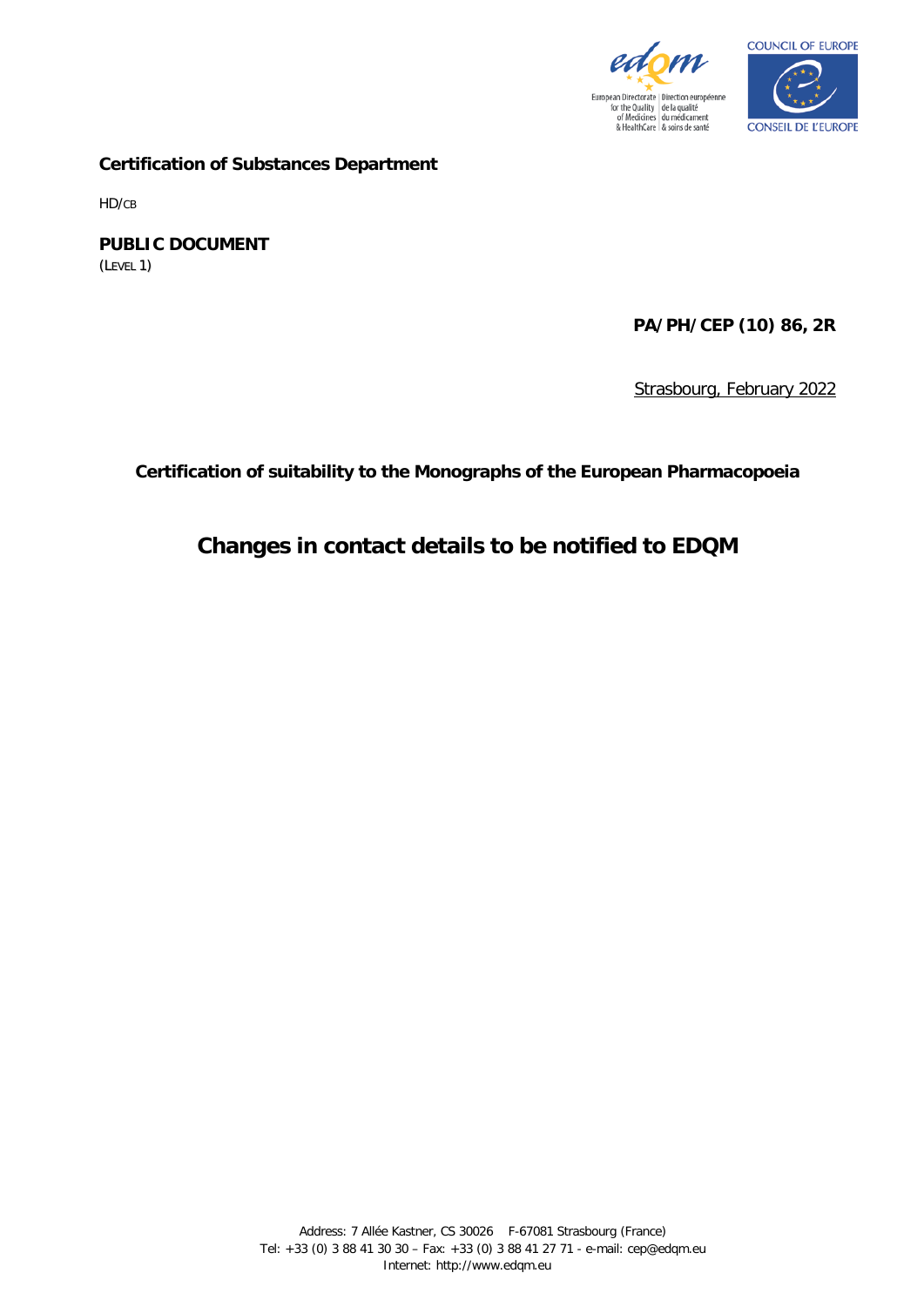**Certification of Substances Department**

HD/CB

**PUBLIC DOCUMENT**
(LEVEL 1)

**PA/PH/CEP (10) 86, 2R**

Strasbourg, February 2022

**Certification of suitability to the Monographs of the European Pharmacopoeia**

# Changes in contact details to be notified to EDQM

Address: 7 Allée Kastner, CS 30026 F-67081 Strasbourg (France)
Tel: +33 (0) 3 88 41 30 30 – Fax: +33 (0) 3 88 41 27 71 - e-mail: cep@edqm.eu
Internet: http://www.edqm.eu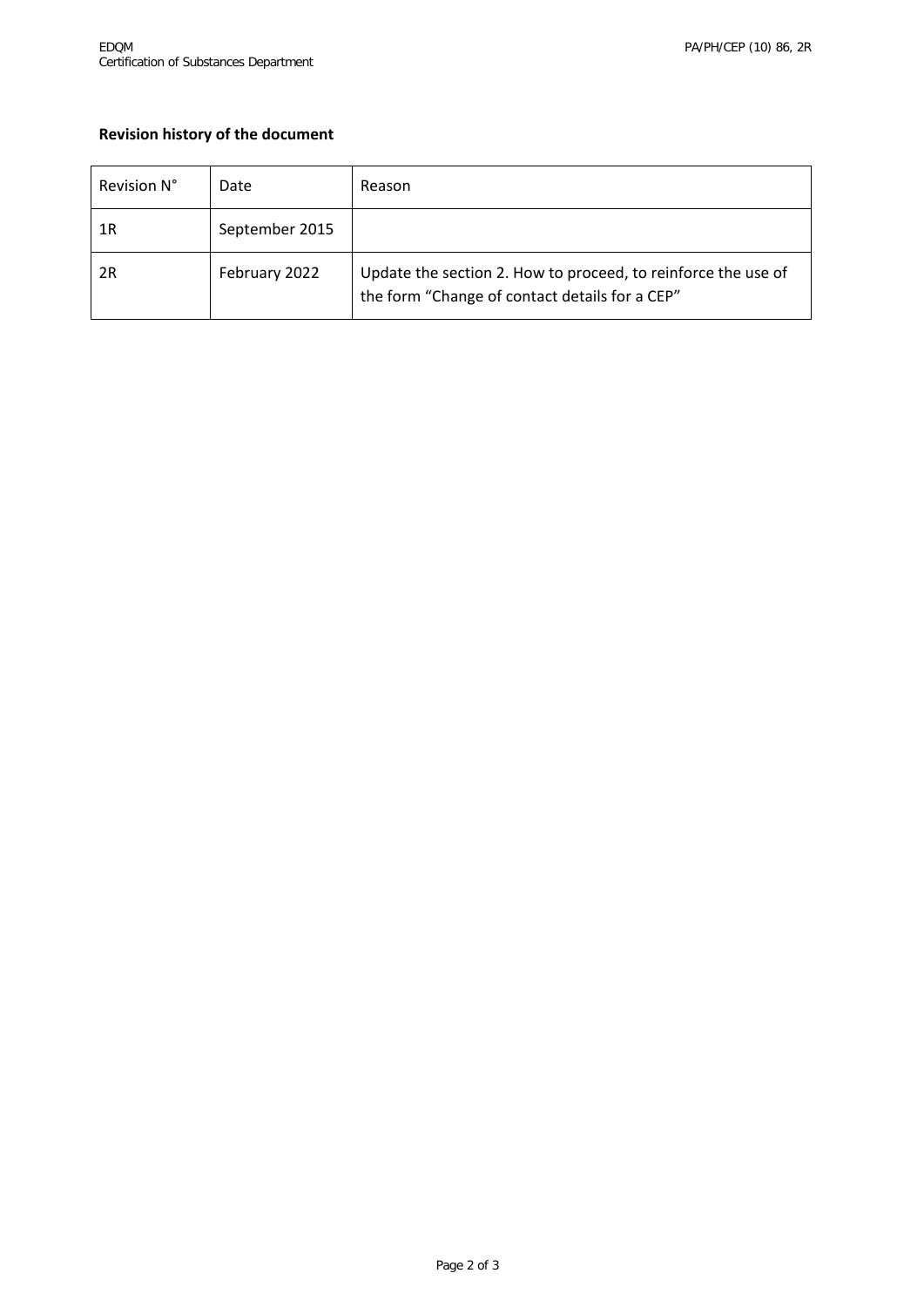**Revision history of the document**

| Revision N° | Date | Reason |
| --- | --- | --- |
| 1R | September 2015 | |
| 2R | February 2022 | Update the section 2. How to proceed, to reinforce the use of the form “Change of contact details for a CEP” |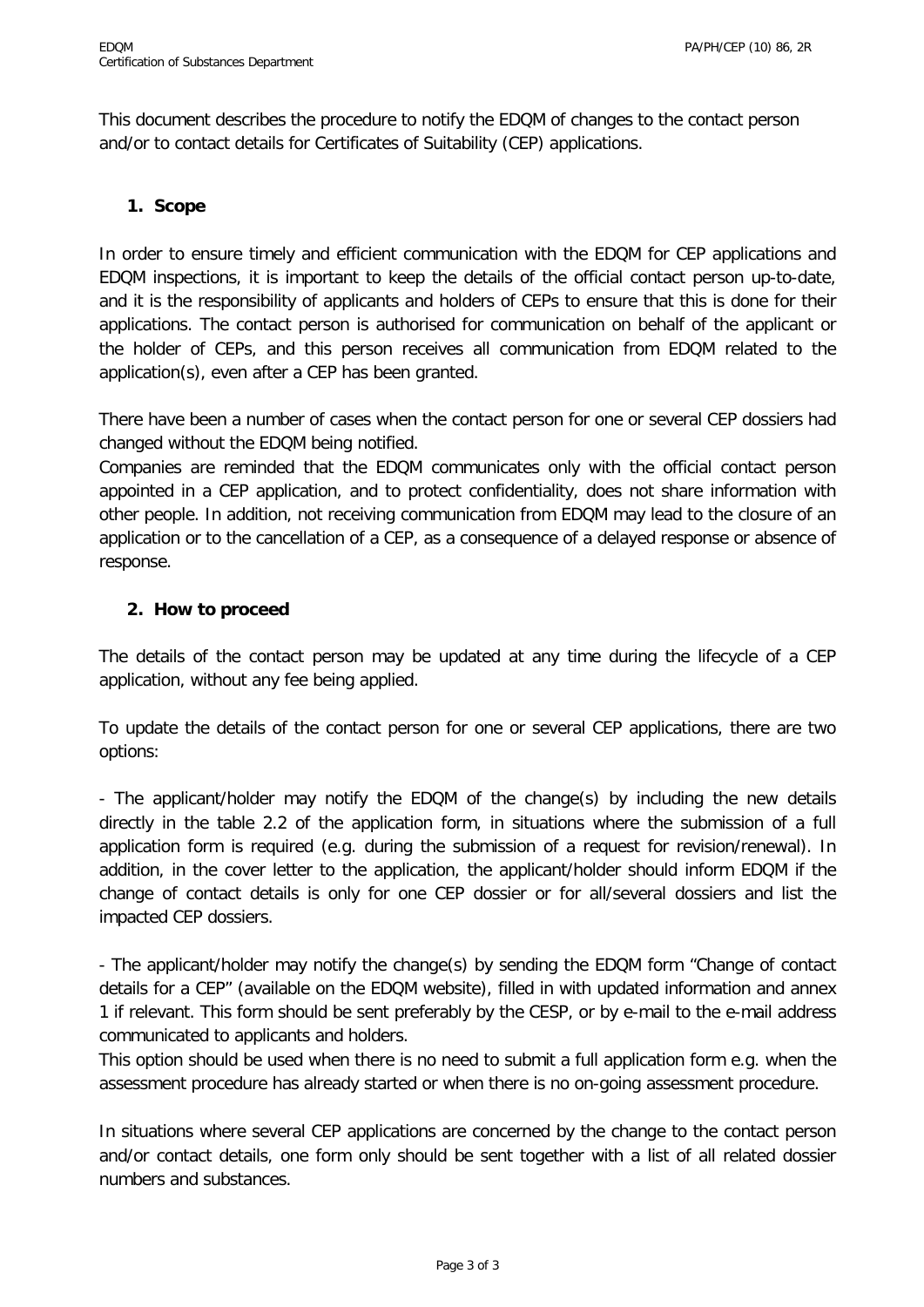This document describes the procedure to notify the EDQM of changes to the contact person and/or to contact details for Certificates of Suitability (CEP) applications.

## 1. Scope

In order to ensure timely and efficient communication with the EDQM for CEP applications and EDQM inspections, it is important to keep the details of the official contact person up-to-date, and it is the responsibility of applicants and holders of CEPs to ensure that this is done for their applications. The contact person is authorised for communication on behalf of the applicant or the holder of CEPs, and this person receives all communication from EDQM related to the application(s), even after a CEP has been granted.

There have been a number of cases when the contact person for one or several CEP dossiers had changed without the EDQM being notified.
Companies are reminded that the EDQM communicates only with the official contact person appointed in a CEP application, and to protect confidentiality, does not share information with other people. In addition, not receiving communication from EDQM may lead to the closure of an application or to the cancellation of a CEP, as a consequence of a delayed response or absence of response.

## 2. How to proceed

The details of the contact person may be updated at any time during the lifecycle of a CEP application, without any fee being applied.

To update the details of the contact person for one or several CEP applications, there are two options:

- The applicant/holder may notify the EDQM of the change(s) by including the new details directly in the table 2.2 of the application form, in situations where the submission of a full application form is required (e.g. during the submission of a request for revision/renewal). In addition, in the cover letter to the application, the applicant/holder should inform EDQM if the change of contact details is only for one CEP dossier or for all/several dossiers and list the impacted CEP dossiers.

- The applicant/holder may notify the change(s) by sending the EDQM form "Change of contact details for a CEP" (available on the EDQM website), filled in with updated information and annex 1 if relevant. This form should be sent preferably by the CESP, or by e-mail to the e-mail address communicated to applicants and holders.
This option should be used when there is no need to submit a full application form e.g. when the assessment procedure has already started or when there is no on-going assessment procedure.

In situations where several CEP applications are concerned by the change to the contact person and/or contact details, one form only should be sent together with a list of all related dossier numbers and substances.